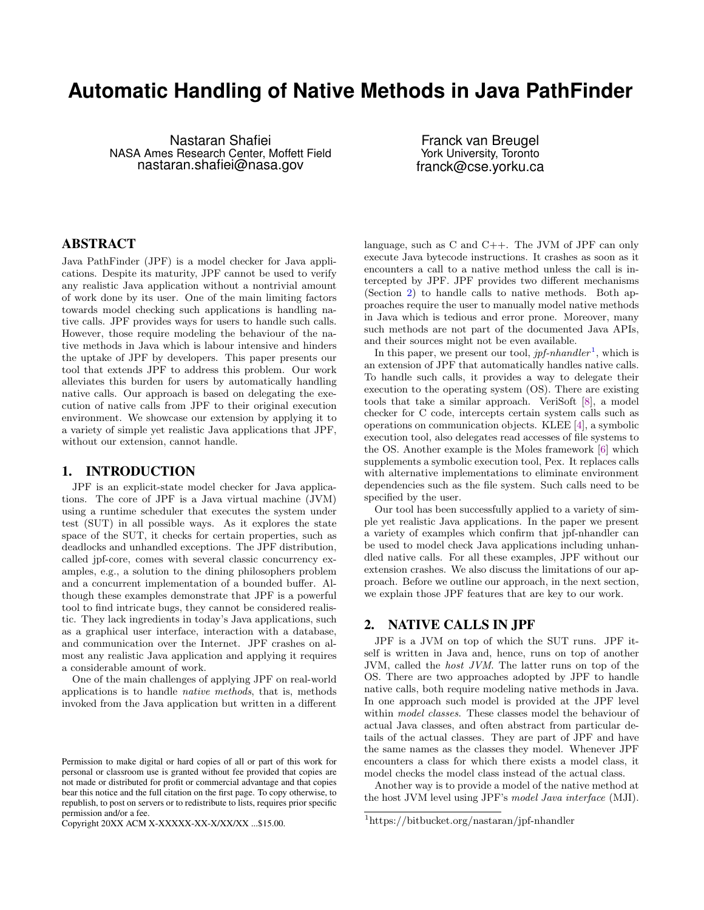# Automatic Handling of Native Methods in Java PathFinder

Nastaran Shafiei
NASA Ames Research Center, Moffett Field
nastaran.shafiei@nasa.gov

Franck van Breugel
York University, Toronto
franck@cse.yorku.ca

## ABSTRACT

Java PathFinder (JPF) is a model checker for Java applications. Despite its maturity, JPF cannot be used to verify any realistic Java application without a nontrivial amount of work done by its user. One of the main limiting factors towards model checking such applications is handling native calls. JPF provides ways for users to handle such calls. However, those require modeling the behaviour of the native methods in Java which is labour intensive and hinders the uptake of JPF by developers. This paper presents our tool that extends JPF to address this problem. Our work alleviates this burden for users by automatically handling native calls. Our approach is based on delegating the execution of native calls from JPF to their original execution environment. We showcase our extension by applying it to a variety of simple yet realistic Java applications that JPF, without our extension, cannot handle.

## 1. INTRODUCTION

JPF is an explicit-state model checker for Java applications. The core of JPF is a Java virtual machine (JVM) using a runtime scheduler that executes the system under test (SUT) in all possible ways. As it explores the state space of the SUT, it checks for certain properties, such as deadlocks and unhandled exceptions. The JPF distribution, called jpf-core, comes with several classic concurrency examples, e.g., a solution to the dining philosophers problem and a concurrent implementation of a bounded buffer. Although these examples demonstrate that JPF is a powerful tool to find intricate bugs, they cannot be considered realistic. They lack ingredients in today's Java applications, such as a graphical user interface, interaction with a database, and communication over the Internet. JPF crashes on almost any realistic Java application and applying it requires a considerable amount of work.

One of the main challenges of applying JPF on real-world applications is to handle *native methods*, that is, methods invoked from the Java application but written in a different language, such as C and C++. The JVM of JPF can only execute Java bytecode instructions. It crashes as soon as it encounters a call to a native method unless the call is intercepted by JPF. JPF provides two different mechanisms (Section 2) to handle calls to native methods. Both approaches require the user to manually model native methods in Java which is tedious and error prone. Moreover, many such methods are not part of the documented Java APIs, and their sources might not be even available.

In this paper, we present our tool, *jpf-nhandler*[1], which is an extension of JPF that automatically handles native calls. To handle such calls, it provides a way to delegate their execution to the operating system (OS). There are existing tools that take a similar approach. VeriSoft [8], a model checker for C code, intercepts certain system calls such as operations on communication objects. KLEE [4], a symbolic execution tool, also delegates read accesses of file systems to the OS. Another example is the Moles framework [6] which supplements a symbolic execution tool, Pex. It replaces calls with alternative implementations to eliminate environment dependencies such as the file system. Such calls need to be specified by the user.

Our tool has been successfully applied to a variety of simple yet realistic Java applications. In the paper we present a variety of examples which confirm that jpf-nhandler can be used to model check Java applications including unhandled native calls. For all these examples, JPF without our extension crashes. We also discuss the limitations of our approach. Before we outline our approach, in the next section, we explain those JPF features that are key to our work.

## 2. NATIVE CALLS IN JPF

JPF is a JVM on top of which the SUT runs. JPF itself is written in Java and, hence, runs on top of another JVM, called the *host JVM*. The latter runs on top of the OS. There are two approaches adopted by JPF to handle native calls, both require modeling native methods in Java. In one approach such model is provided at the JPF level within *model classes*. These classes model the behaviour of actual Java classes, and often abstract from particular details of the actual classes. They are part of JPF and have the same names as the classes they model. Whenever JPF encounters a class for which there exists a model class, it model checks the model class instead of the actual class.

Another way is to provide a model of the native method at the host JVM level using JPF's *model Java interface* (MJI).

Permission to make digital or hard copies of all or part of this work for personal or classroom use is granted without fee provided that copies are not made or distributed for profit or commercial advantage and that copies bear this notice and the full citation on the first page. To copy otherwise, to republish, to post on servers or to redistribute to lists, requires prior specific permission and/or a fee.
Copyright 20XX ACM X-XXXXX-XX-X/XX/XX ...$15.00.

[1] https://bitbucket.org/nastaran/jpf-nhandler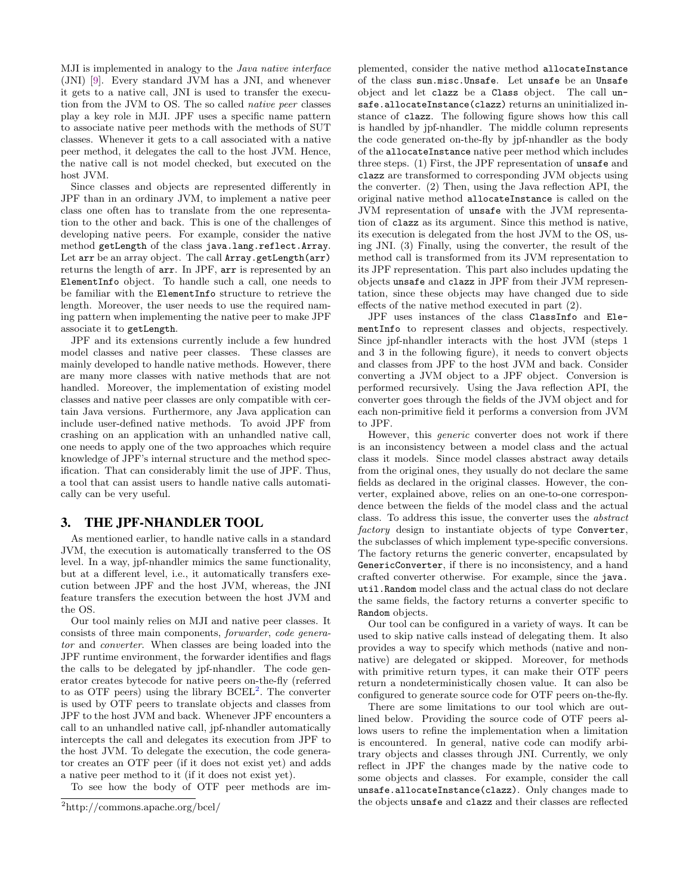MJI is implemented in analogy to the *Java native interface* (JNI) [9]. Every standard JVM has a JNI, and whenever it gets to a native call, JNI is used to transfer the execution from the JVM to OS. The so called *native peer* classes play a key role in MJI. JPF uses a specific name pattern to associate native peer methods with the methods of SUT classes. Whenever it gets to a call associated with a native peer method, it delegates the call to the host JVM. Hence, the native call is not model checked, but executed on the host JVM.

Since classes and objects are represented differently in JPF than in an ordinary JVM, to implement a native peer class one often has to translate from the one representation to the other and back. This is one of the challenges of developing native peers. For example, consider the native method `getLength` of the class `java.lang.reflect.Array`. Let `arr` be an array object. The call `Array.getLength(arr)` returns the length of `arr`. In JPF, `arr` is represented by an `ElementInfo` object. To handle such a call, one needs to be familiar with the `ElementInfo` structure to retrieve the length. Moreover, the user needs to use the required naming pattern when implementing the native peer to make JPF associate it to `getLength`.

JPF and its extensions currently include a few hundred model classes and native peer classes. These classes are mainly developed to handle native methods. However, there are many more classes with native methods that are not handled. Moreover, the implementation of existing model classes and native peer classes are only compatible with certain Java versions. Furthermore, any Java application can include user-defined native methods. To avoid JPF from crashing on an application with an unhandled native call, one needs to apply one of the two approaches which require knowledge of JPF's internal structure and the method specification. That can considerably limit the use of JPF. Thus, a tool that can assist users to handle native calls automatically can be very useful.

## 3. THE JPF-NHANDLER TOOL

As mentioned earlier, to handle native calls in a standard JVM, the execution is automatically transferred to the OS level. In a way, jpf-nhandler mimics the same functionality, but at a different level, i.e., it automatically transfers execution between JPF and the host JVM, whereas, the JNI feature transfers the execution between the host JVM and the OS.

Our tool mainly relies on MJI and native peer classes. It consists of three main components, *forwarder*, *code generator* and *converter*. When classes are being loaded into the JPF runtime environment, the forwarder identifies and flags the calls to be delegated by jpf-nhandler. The code generator creates bytecode for native peers on-the-fly (referred to as OTF peers) using the library BCEL[2]. The converter is used by OTF peers to translate objects and classes from JPF to the host JVM and back. Whenever JPF encounters a call to an unhandled native call, jpf-nhandler automatically intercepts the call and delegates its execution from JPF to the host JVM. To delegate the execution, the code generator creates an OTF peer (if it does not exist yet) and adds a native peer method to it (if it does not exist yet).

To see how the body of OTF peer methods are implemented, consider the native method `allocateInstance` of the class `sun.misc.Unsafe`. Let `unsafe` be an `Unsafe` object and let `clazz` be a `Class` object. The call `unsafe.allocateInstance(clazz)` returns an uninitialized instance of `clazz`. The following figure shows how this call is handled by jpf-nhandler. The middle column represents the code generated on-the-fly by jpf-nhandler as the body of the `allocateInstance` native peer method which includes three steps. (1) First, the JPF representation of `unsafe` and `clazz` are transformed to corresponding JVM objects using the converter. (2) Then, using the Java reflection API, the original native method `allocateInstance` is called on the JVM representation of `unsafe` with the JVM representation of `clazz` as its argument. Since this method is native, its execution is delegated from the host JVM to the OS, using JNI. (3) Finally, using the converter, the result of the method call is transformed from its JVM representation to its JPF representation. This part also includes updating the objects `unsafe` and `clazz` in JPF from their JVM representation, since these objects may have changed due to side effects of the native method executed in part (2).

JPF uses instances of the class `ClassInfo` and `ElementInfo` to represent classes and objects, respectively. Since jpf-nhandler interacts with the host JVM (steps 1 and 3 in the following figure), it needs to convert objects and classes from JPF to the host JVM and back. Consider converting a JVM object to a JPF object. Conversion is performed recursively. Using the Java reflection API, the converter goes through the fields of the JVM object and for each non-primitive field it performs a conversion from JVM to JPF.

However, this *generic* converter does not work if there is an inconsistency between a model class and the actual class it models. Since model classes abstract away details from the original ones, they usually do not declare the same fields as declared in the original classes. However, the converter, explained above, relies on an one-to-one correspondence between the fields of the model class and the actual class. To address this issue, the converter uses the *abstract factory* design to instantiate objects of type `Converter`, the subclasses of which implement type-specific conversions. The factory returns the generic converter, encapsulated by `GenericConverter`, if there is no inconsistency, and a hand crafted converter otherwise. For example, since the `java.util.Random` model class and the actual class do not declare the same fields, the factory returns a converter specific to `Random` objects.

Our tool can be configured in a variety of ways. It can be used to skip native calls instead of delegating them. It also provides a way to specify which methods (native and non-native) are delegated or skipped. Moreover, for methods with primitive return types, it can make their OTF peers return a nondeterministically chosen value. It can also be configured to generate source code for OTF peers on-the-fly.

There are some limitations to our tool which are outlined below. Providing the source code of OTF peers allows users to refine the implementation when a limitation is encountered. In general, native code can modify arbitrary objects and classes through JNI. Currently, we only reflect in JPF the changes made by the native code to some objects and classes. For example, consider the call `unsafe.allocateInstance(clazz)`. Only changes made to the objects `unsafe` and `clazz` and their classes are reflected

[2]http://commons.apache.org/bcel/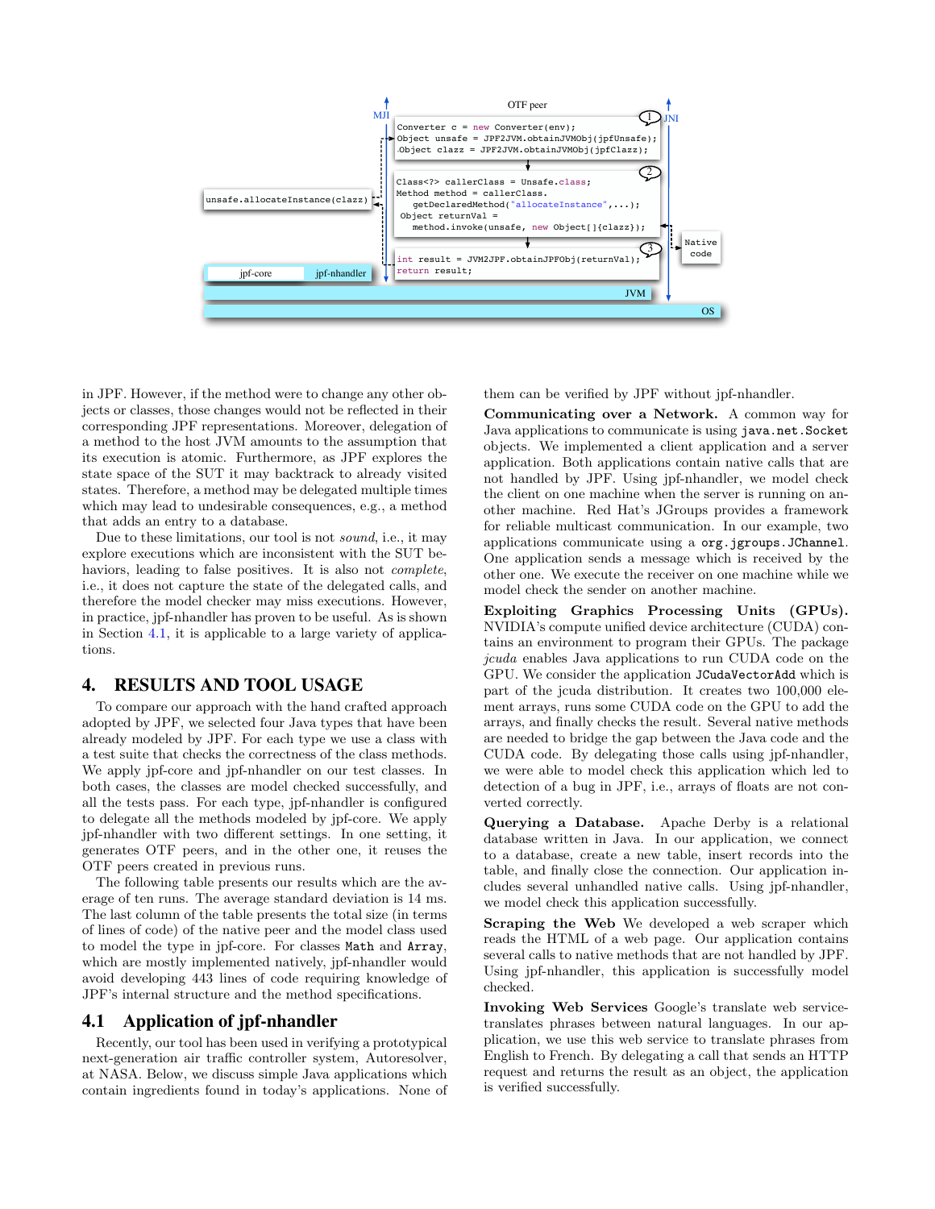OTF peer

MJI

JNI

```
Converter c = new Converter(env);
Object unsafe = JPF2JVM.obtainJVMObj(jpfUnsafe);
Object clazz = JPF2JVM.obtainJVMObj(jpfClazz);
```

1

```
Class<?> callerClass = Unsafe.class;
Method method = callerClass.
    getDeclaredMethod("allocateInstance",...);
Object returnVal =
    method.invoke(unsafe, new Object[]{clazz});
```

2

```
int result = JVM2JPF.obtainJPFObj(returnVal);
return result;
```

3

unsafe.allocateInstance(clazz)

Native code

jpf-core

jpf-nhandler

JVM

OS

in JPF. However, if the method were to change any other objects or classes, those changes would not be reflected in their corresponding JPF representations. Moreover, delegation of a method to the host JVM amounts to the assumption that its execution is atomic. Furthermore, as JPF explores the state space of the SUT it may backtrack to already visited states. Therefore, a method may be delegated multiple times which may lead to undesirable consequences, e.g., a method that adds an entry to a database.

Due to these limitations, our tool is not *sound*, i.e., it may explore executions which are inconsistent with the SUT behaviors, leading to false positives. It is also not *complete*, i.e., it does not capture the state of the delegated calls, and therefore the model checker may miss executions. However, in practice, jpf-nhandler has proven to be useful. As is shown in Section 4.1, it is applicable to a large variety of applications.

## 4. RESULTS AND TOOL USAGE

To compare our approach with the hand crafted approach adopted by JPF, we selected four Java types that have been already modeled by JPF. For each type we use a class with a test suite that checks the correctness of the class methods. We apply jpf-core and jpf-nhandler on our test classes. In both cases, the classes are model checked successfully, and all the tests pass. For each type, jpf-nhandler is configured to delegate all the methods modeled by jpf-core. We apply jpf-nhandler with two different settings. In one setting, it generates OTF peers, and in the other one, it reuses the OTF peers created in previous runs.

The following table presents our results which are the average of ten runs. The average standard deviation is 14 ms. The last column of the table presents the total size (in terms of lines of code) of the native peer and the model class used to model the type in jpf-core. For classes `Math` and `Array`, which are mostly implemented natively, jpf-nhandler would avoid developing 443 lines of code requiring knowledge of JPF's internal structure and the method specifications.

### 4.1 Application of jpf-nhandler

Recently, our tool has been used in verifying a prototypical next-generation air traffic controller system, Autoresolver, at NASA. Below, we discuss simple Java applications which contain ingredients found in today's applications. None of them can be verified by JPF without jpf-nhandler.

**Communicating over a Network.** A common way for Java applications to communicate is using `java.net.Socket` objects. We implemented a client application and a server application. Both applications contain native calls that are not handled by JPF. Using jpf-nhandler, we model check the client on one machine when the server is running on another machine. Red Hat's JGroups provides a framework for reliable multicast communication. In our example, two applications communicate using a `org.jgroups.JChannel`. One application sends a message which is received by the other one. We execute the receiver on one machine while we model check the sender on another machine.

**Exploiting Graphics Processing Units (GPUs).** NVIDIA's compute unified device architecture (CUDA) contains an environment to program their GPUs. The package *jcuda* enables Java applications to run CUDA code on the GPU. We consider the application `JCudaVectorAdd` which is part of the jcuda distribution. It creates two 100,000 element arrays, runs some CUDA code on the GPU to add the arrays, and finally checks the result. Several native methods are needed to bridge the gap between the Java code and the CUDA code. By delegating those calls using jpf-nhandler, we were able to model check this application which led to detection of a bug in JPF, i.e., arrays of floats are not converted correctly.

**Querying a Database.** Apache Derby is a relational database written in Java. In our application, we connect to a database, create a new table, insert records into the table, and finally close the connection. Our application includes several unhandled native calls. Using jpf-nhandler, we model check this application successfully.

**Scraping the Web** We developed a web scraper which reads the HTML of a web page. Our application contains several calls to native methods that are not handled by JPF. Using jpf-nhandler, this application is successfully model checked.

**Invoking Web Services** Google's translate web service translates phrases between natural languages. In our application, we use this web service to translate phrases from English to French. By delegating a call that sends an HTTP request and returns the result as an object, the application is verified successfully.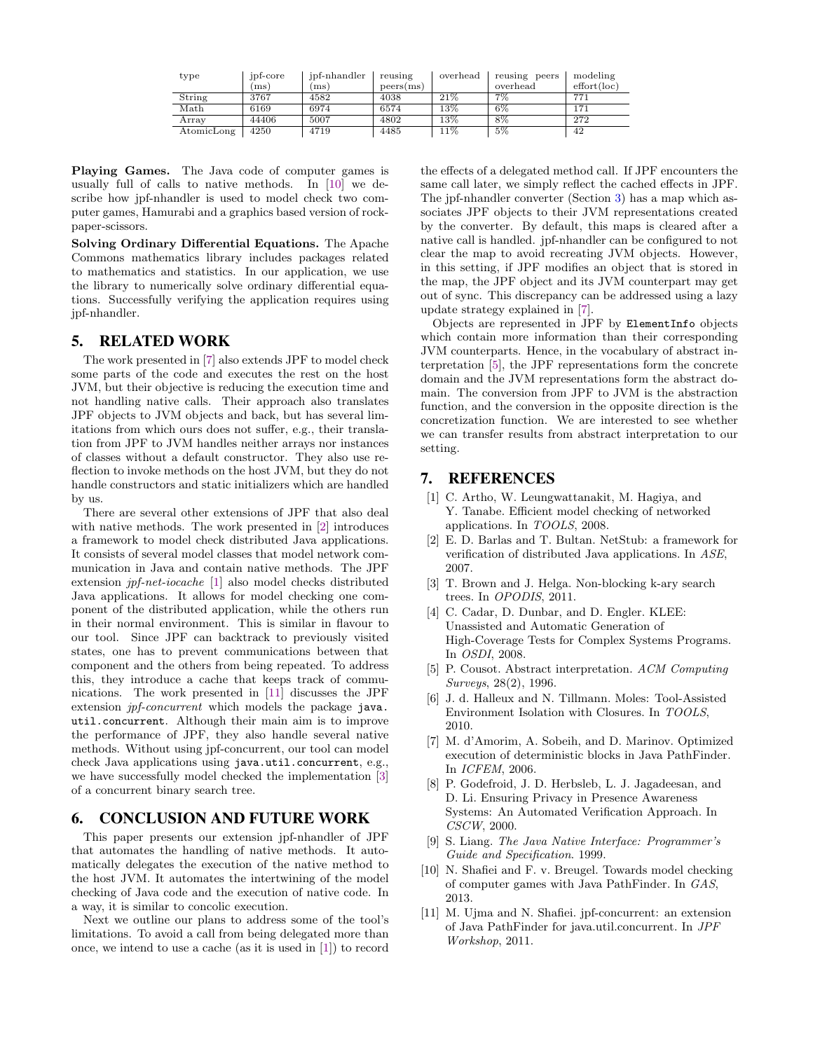| type | jpf-core (ms) | jpf-nhandler (ms) | reusing peers(ms) | overhead | reusing peers overhead | modeling effort(loc) |
|---|---|---|---|---|---|---|
| String | 3767 | 4582 | 4038 | 21% | 7% | 771 |
| Math | 6169 | 6974 | 6574 | 13% | 6% | 171 |
| Array | 44406 | 5007 | 4802 | 13% | 8% | 272 |
| AtomicLong | 4250 | 4719 | 4485 | 11% | 5% | 42 |

**Playing Games.** The Java code of computer games is usually full of calls to native methods. In [10] we describe how jpf-nhandler is used to model check two computer games, Hamurabi and a graphics based version of rock-paper-scissors.

**Solving Ordinary Differential Equations.** The Apache Commons mathematics library includes packages related to mathematics and statistics. In our application, we use the library to numerically solve ordinary differential equations. Successfully verifying the application requires using jpf-nhandler.

## 5. RELATED WORK

The work presented in [7] also extends JPF to model check some parts of the code and executes the rest on the host JVM, but their objective is reducing the execution time and not handling native calls. Their approach also translates JPF objects to JVM objects and back, but has several limitations from which ours does not suffer, e.g., their translation from JPF to JVM handles neither arrays nor instances of classes without a default constructor. They also use reflection to invoke methods on the host JVM, but they do not handle constructors and static initializers which are handled by us.

There are several other extensions of JPF that also deal with native methods. The work presented in [2] introduces a framework to model check distributed Java applications. It consists of several model classes that model network communication in Java and contain native methods. The JPF extension *jpf-net-iocache* [1] also model checks distributed Java applications. It allows for model checking one component of the distributed application, while the others run in their normal environment. This is similar in flavour to our tool. Since JPF can backtrack to previously visited states, one has to prevent communications between that component and the others from being repeated. To address this, they introduce a cache that keeps track of communications. The work presented in [11] discusses the JPF extension *jpf-concurrent* which models the package `java.util.concurrent`. Although their main aim is to improve the performance of JPF, they also handle several native methods. Without using jpf-concurrent, our tool can model check Java applications using `java.util.concurrent`, e.g., we have successfully model checked the implementation [3] of a concurrent binary search tree.

## 6. CONCLUSION AND FUTURE WORK

This paper presents our extension jpf-nhandler of JPF that automates the handling of native methods. It automatically delegates the execution of the native method to the host JVM. It automates the intertwining of the model checking of Java code and the execution of native code. In a way, it is similar to concolic execution.

Next we outline our plans to address some of the tool's limitations. To avoid a call from being delegated more than once, we intend to use a cache (as it is used in [1]) to record the effects of a delegated method call. If JPF encounters the same call later, we simply reflect the cached effects in JPF. The jpf-nhandler converter (Section 3) has a map which associates JPF objects to their JVM representations created by the converter. By default, this maps is cleared after a native call is handled. jpf-nhandler can be configured to not clear the map to avoid recreating JVM objects. However, in this setting, if JPF modifies an object that is stored in the map, the JPF object and its JVM counterpart may get out of sync. This discrepancy can be addressed using a lazy update strategy explained in [7].

Objects are represented in JPF by `ElementInfo` objects which contain more information than their corresponding JVM counterparts. Hence, in the vocabulary of abstract interpretation [5], the JPF representations form the concrete domain and the JVM representations form the abstract domain. The conversion from JPF to JVM is the abstraction function, and the conversion in the opposite direction is the concretization function. We are interested to see whether we can transfer results from abstract interpretation to our setting.

## 7. REFERENCES

[1] C. Artho, W. Leungwattanakit, M. Hagiya, and Y. Tanabe. Efficient model checking of networked applications. In *TOOLS*, 2008.

[2] E. D. Barlas and T. Bultan. NetStub: a framework for verification of distributed Java applications. In *ASE*, 2007.

[3] T. Brown and J. Helga. Non-blocking k-ary search trees. In *OPODIS*, 2011.

[4] C. Cadar, D. Dunbar, and D. Engler. KLEE: Unassisted and Automatic Generation of High-Coverage Tests for Complex Systems Programs. In *OSDI*, 2008.

[5] P. Cousot. Abstract interpretation. *ACM Computing Surveys*, 28(2), 1996.

[6] J. d. Halleux and N. Tillmann. Moles: Tool-Assisted Environment Isolation with Closures. In *TOOLS*, 2010.

[7] M. d'Amorim, A. Sobeih, and D. Marinov. Optimized execution of deterministic blocks in Java PathFinder. In *ICFEM*, 2006.

[8] P. Godefroid, J. D. Herbsleb, L. J. Jagadeesan, and D. Li. Ensuring Privacy in Presence Awareness Systems: An Automated Verification Approach. In *CSCW*, 2000.

[9] S. Liang. *The Java Native Interface: Programmer's Guide and Specification*. 1999.

[10] N. Shafiei and F. v. Breugel. Towards model checking of computer games with Java PathFinder. In *GAS*, 2013.

[11] M. Ujma and N. Shafiei. jpf-concurrent: an extension of Java PathFinder for java.util.concurrent. In *JPF Workshop*, 2011.